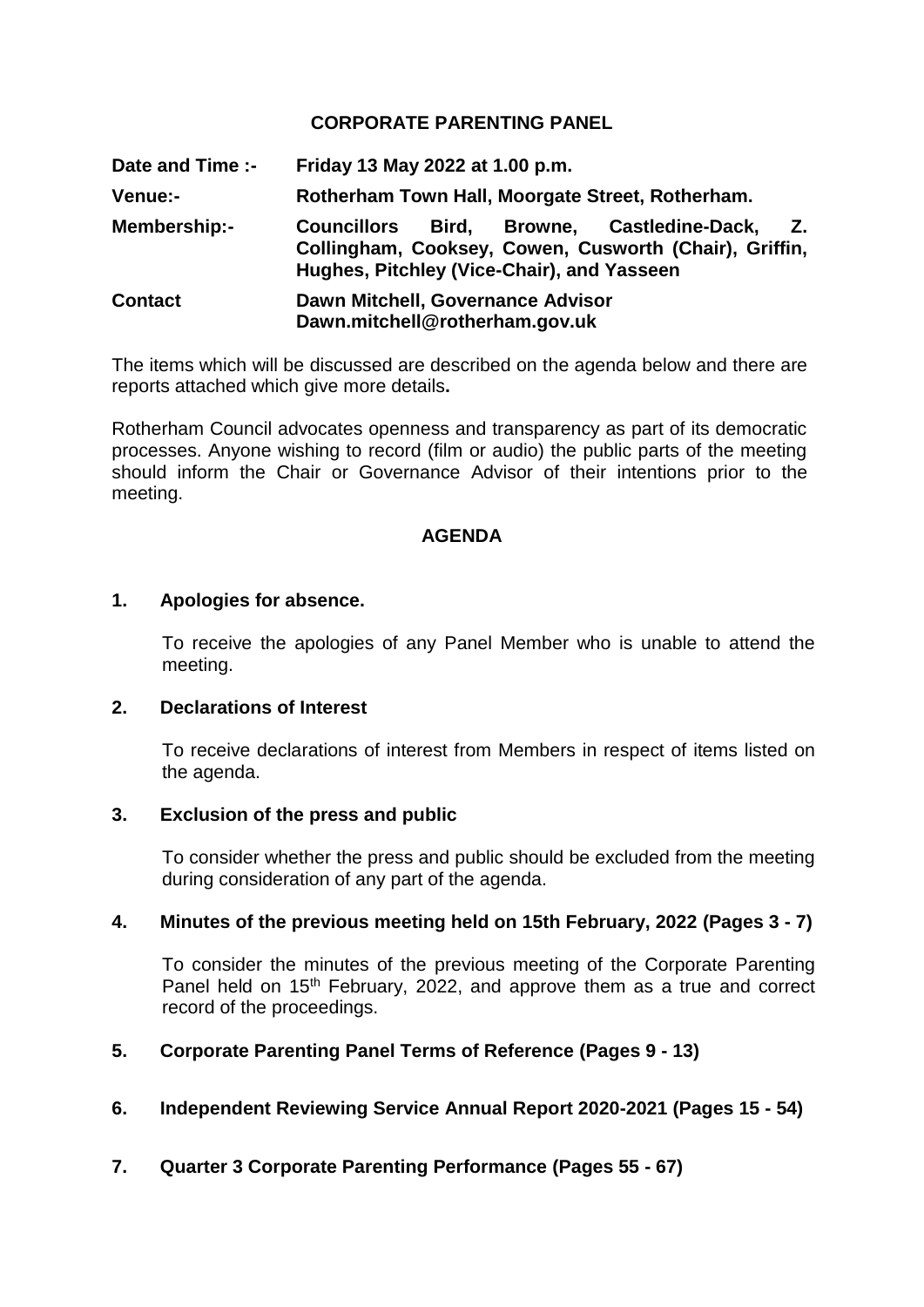# CORPORATE PARENTING PANEL

**Date and Time :-** **Friday 13 May 2022 at 1.00 p.m.**

**Venue:-** **Rotherham Town Hall, Moorgate Street, Rotherham.**

**Membership:-** **Councillors Bird, Browne, Castledine-Dack, Z. Collingham, Cooksey, Cowen, Cusworth (Chair), Griffin, Hughes, Pitchley (Vice-Chair), and Yasseen**

**Contact** **Dawn Mitchell, Governance Advisor Dawn.mitchell@rotherham.gov.uk**

The items which will be discussed are described on the agenda below and there are reports attached which give more details**.**

Rotherham Council advocates openness and transparency as part of its democratic processes. Anyone wishing to record (film or audio) the public parts of the meeting should inform the Chair or Governance Advisor of their intentions prior to the meeting.

## AGENDA

**1. Apologies for absence.**

To receive the apologies of any Panel Member who is unable to attend the meeting.

**2. Declarations of Interest**

To receive declarations of interest from Members in respect of items listed on the agenda.

**3. Exclusion of the press and public**

To consider whether the press and public should be excluded from the meeting during consideration of any part of the agenda.

**4. Minutes of the previous meeting held on 15th February, 2022 (Pages 3 - 7)**

To consider the minutes of the previous meeting of the Corporate Parenting Panel held on 15th February, 2022, and approve them as a true and correct record of the proceedings.

**5. Corporate Parenting Panel Terms of Reference (Pages 9 - 13)**

**6. Independent Reviewing Service Annual Report 2020-2021 (Pages 15 - 54)**

**7. Quarter 3 Corporate Parenting Performance (Pages 55 - 67)**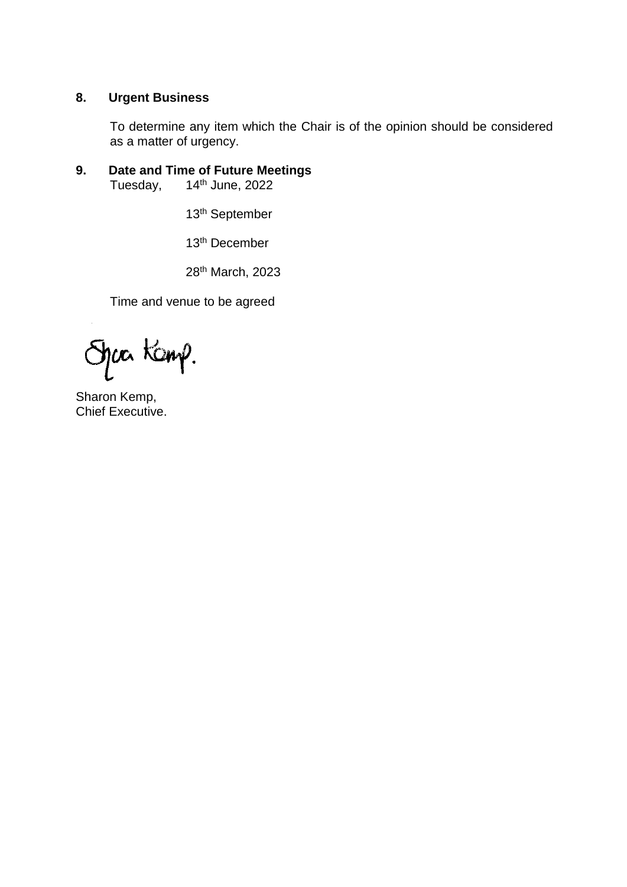## 8. Urgent Business

To determine any item which the Chair is of the opinion should be considered as a matter of urgency.

## 9. Date and Time of Future Meetings

Tuesday, 14th June, 2022

13th September

13th December

28th March, 2023

Time and venue to be agreed

Sharon Kemp,
Chief Executive.